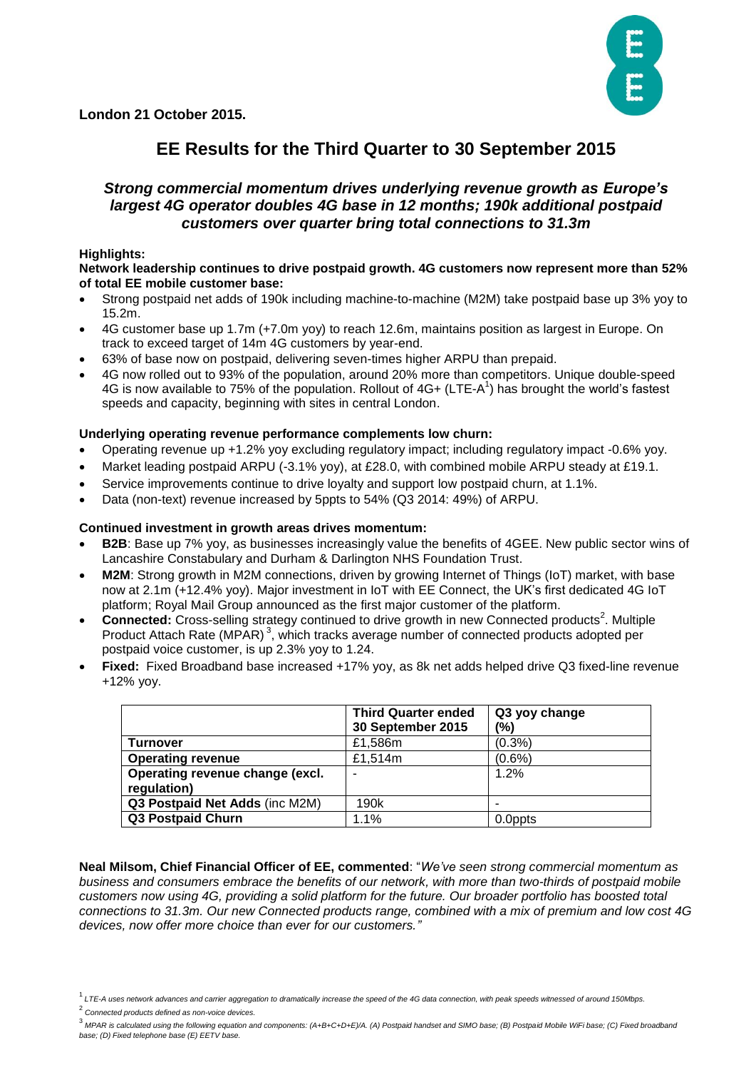**London 21 October 2015.**

# EE Results for the Third Quarter to 30 September 2015

### *Strong commercial momentum drives underlying revenue growth as Europe's largest 4G operator doubles 4G base in 12 months; 190k additional postpaid customers over quarter bring total connections to 31.3m*

**Highlights:**

**Network leadership continues to drive postpaid growth. 4G customers now represent more than 52% of total EE mobile customer base:**

- Strong postpaid net adds of 190k including machine-to-machine (M2M) take postpaid base up 3% yoy to 15.2m.
- 4G customer base up 1.7m (+7.0m yoy) to reach 12.6m, maintains position as largest in Europe. On track to exceed target of 14m 4G customers by year-end.
- 63% of base now on postpaid, delivering seven-times higher ARPU than prepaid.
- 4G now rolled out to 93% of the population, around 20% more than competitors. Unique double-speed 4G is now available to 75% of the population. Rollout of 4G+ (LTE-A[1]) has brought the world's fastest speeds and capacity, beginning with sites in central London.

**Underlying operating revenue performance complements low churn:**

- Operating revenue up +1.2% yoy excluding regulatory impact; including regulatory impact -0.6% yoy.
- Market leading postpaid ARPU (-3.1% yoy), at £28.0, with combined mobile ARPU steady at £19.1.
- Service improvements continue to drive loyalty and support low postpaid churn, at 1.1%.
- Data (non-text) revenue increased by 5ppts to 54% (Q3 2014: 49%) of ARPU.

**Continued investment in growth areas drives momentum:**

- **B2B**: Base up 7% yoy, as businesses increasingly value the benefits of 4GEE. New public sector wins of Lancashire Constabulary and Durham & Darlington NHS Foundation Trust.
- **M2M**: Strong growth in M2M connections, driven by growing Internet of Things (IoT) market, with base now at 2.1m (+12.4% yoy). Major investment in IoT with EE Connect, the UK's first dedicated 4G IoT platform; Royal Mail Group announced as the first major customer of the platform.
- **Connected:** Cross-selling strategy continued to drive growth in new Connected products[2]. Multiple Product Attach Rate (MPAR)[3], which tracks average number of connected products adopted per postpaid voice customer, is up 2.3% yoy to 1.24.
- **Fixed:** Fixed Broadband base increased +17% yoy, as 8k net adds helped drive Q3 fixed-line revenue +12% yoy.

| | Third Quarter ended 30 September 2015 | Q3 yoy change (%) |
|---|---|---|
| **Turnover** | £1,586m | (0.3%) |
| **Operating revenue** | £1,514m | (0.6%) |
| **Operating revenue change (excl. regulation)** | - | 1.2% |
| **Q3 Postpaid Net Adds** (inc M2M) | 190k | - |
| **Q3 Postpaid Churn** | 1.1% | 0.0ppts |

**Neal Milsom, Chief Financial Officer of EE, commented**: "*We've seen strong commercial momentum as business and consumers embrace the benefits of our network, with more than two-thirds of postpaid mobile customers now using 4G, providing a solid platform for the future. Our broader portfolio has boosted total connections to 31.3m. Our new Connected products range, combined with a mix of premium and low cost 4G devices, now offer more choice than ever for our customers."*

[1] *LTE-A uses network advances and carrier aggregation to dramatically increase the speed of the 4G data connection, with peak speeds witnessed of around 150Mbps.*

[2] *Connected products defined as non-voice devices.*

[3] *MPAR is calculated using the following equation and components: (A+B+C+D+E)/A. (A) Postpaid handset and SIMO base; (B) Postpaid Mobile WiFi base; (C) Fixed broadband base; (D) Fixed telephone base (E) EETV base.*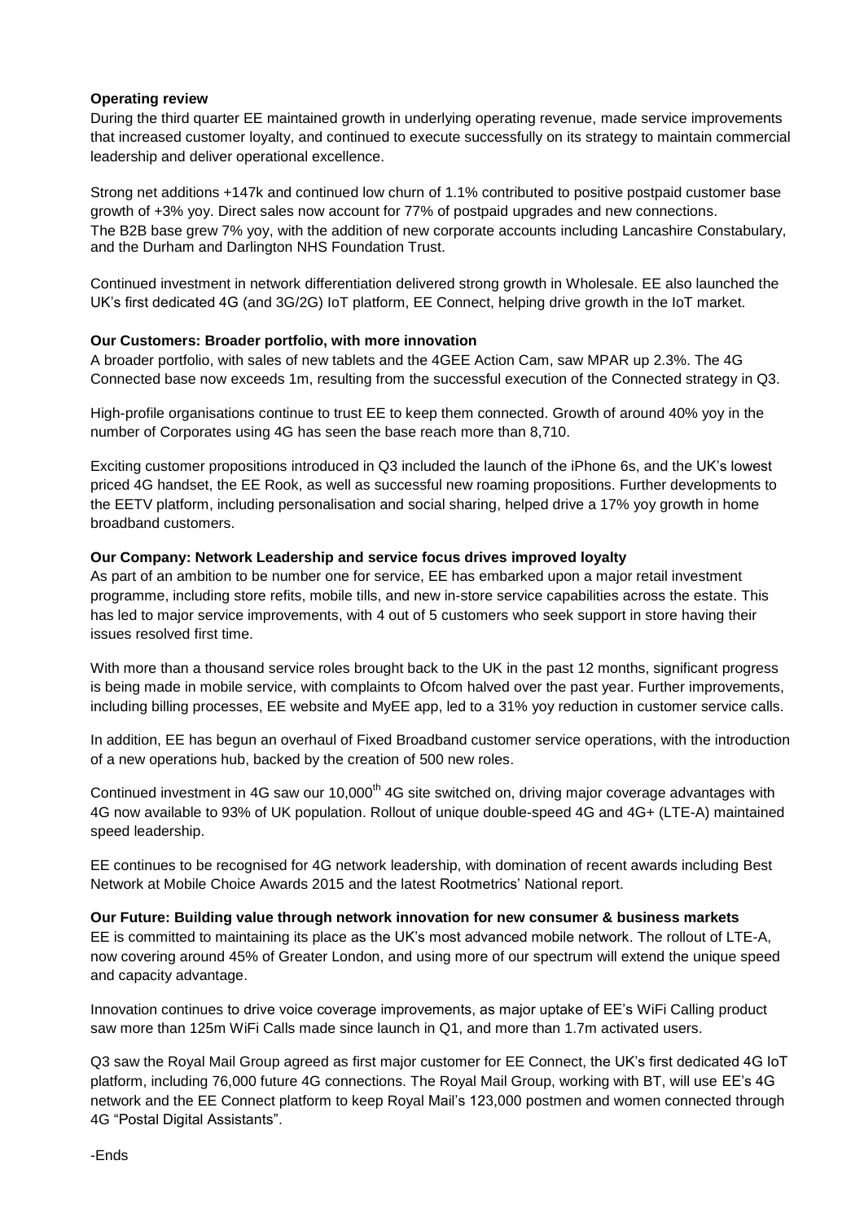**Operating review**

During the third quarter EE maintained growth in underlying operating revenue, made service improvements that increased customer loyalty, and continued to execute successfully on its strategy to maintain commercial leadership and deliver operational excellence.

Strong net additions +147k and continued low churn of 1.1% contributed to positive postpaid customer base growth of +3% yoy. Direct sales now account for 77% of postpaid upgrades and new connections. The B2B base grew 7% yoy, with the addition of new corporate accounts including Lancashire Constabulary, and the Durham and Darlington NHS Foundation Trust.

Continued investment in network differentiation delivered strong growth in Wholesale. EE also launched the UK's first dedicated 4G (and 3G/2G) IoT platform, EE Connect, helping drive growth in the IoT market.

**Our Customers: Broader portfolio, with more innovation**

A broader portfolio, with sales of new tablets and the 4GEE Action Cam, saw MPAR up 2.3%. The 4G Connected base now exceeds 1m, resulting from the successful execution of the Connected strategy in Q3.

High-profile organisations continue to trust EE to keep them connected. Growth of around 40% yoy in the number of Corporates using 4G has seen the base reach more than 8,710.

Exciting customer propositions introduced in Q3 included the launch of the iPhone 6s, and the UK's lowest priced 4G handset, the EE Rook, as well as successful new roaming propositions. Further developments to the EETV platform, including personalisation and social sharing, helped drive a 17% yoy growth in home broadband customers.

**Our Company: Network Leadership and service focus drives improved loyalty**

As part of an ambition to be number one for service, EE has embarked upon a major retail investment programme, including store refits, mobile tills, and new in-store service capabilities across the estate. This has led to major service improvements, with 4 out of 5 customers who seek support in store having their issues resolved first time.

With more than a thousand service roles brought back to the UK in the past 12 months, significant progress is being made in mobile service, with complaints to Ofcom halved over the past year. Further improvements, including billing processes, EE website and MyEE app, led to a 31% yoy reduction in customer service calls.

In addition, EE has begun an overhaul of Fixed Broadband customer service operations, with the introduction of a new operations hub, backed by the creation of 500 new roles.

Continued investment in 4G saw our 10,000th 4G site switched on, driving major coverage advantages with 4G now available to 93% of UK population. Rollout of unique double-speed 4G and 4G+ (LTE-A) maintained speed leadership.

EE continues to be recognised for 4G network leadership, with domination of recent awards including Best Network at Mobile Choice Awards 2015 and the latest Rootmetrics' National report.

**Our Future: Building value through network innovation for new consumer & business markets**

EE is committed to maintaining its place as the UK's most advanced mobile network. The rollout of LTE-A, now covering around 45% of Greater London, and using more of our spectrum will extend the unique speed and capacity advantage.

Innovation continues to drive voice coverage improvements, as major uptake of EE's WiFi Calling product saw more than 125m WiFi Calls made since launch in Q1, and more than 1.7m activated users.

Q3 saw the Royal Mail Group agreed as first major customer for EE Connect, the UK's first dedicated 4G IoT platform, including 76,000 future 4G connections. The Royal Mail Group, working with BT, will use EE's 4G network and the EE Connect platform to keep Royal Mail's 123,000 postmen and women connected through 4G "Postal Digital Assistants".

-Ends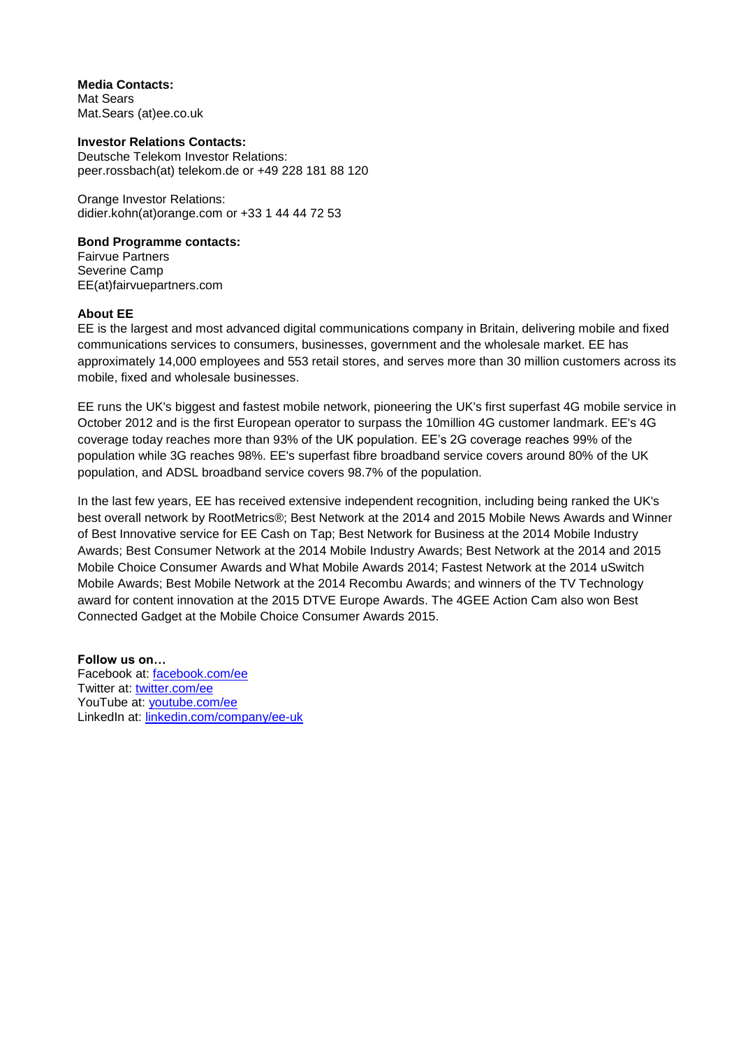**Media Contacts:**
Mat Sears
Mat.Sears (at)ee.co.uk

**Investor Relations Contacts:**
Deutsche Telekom Investor Relations:
peer.rossbach(at) telekom.de or +49 228 181 88 120

Orange Investor Relations:
didier.kohn(at)orange.com or +33 1 44 44 72 53

**Bond Programme contacts:**
Fairvue Partners
Severine Camp
EE(at)fairvuepartners.com

**About EE**

EE is the largest and most advanced digital communications company in Britain, delivering mobile and fixed communications services to consumers, businesses, government and the wholesale market. EE has approximately 14,000 employees and 553 retail stores, and serves more than 30 million customers across its mobile, fixed and wholesale businesses.

EE runs the UK's biggest and fastest mobile network, pioneering the UK's first superfast 4G mobile service in October 2012 and is the first European operator to surpass the 10million 4G customer landmark. EE's 4G coverage today reaches more than 93% of the UK population. EE's 2G coverage reaches 99% of the population while 3G reaches 98%. EE's superfast fibre broadband service covers around 80% of the UK population, and ADSL broadband service covers 98.7% of the population.

In the last few years, EE has received extensive independent recognition, including being ranked the UK's best overall network by RootMetrics®; Best Network at the 2014 and 2015 Mobile News Awards and Winner of Best Innovative service for EE Cash on Tap; Best Network for Business at the 2014 Mobile Industry Awards; Best Consumer Network at the 2014 Mobile Industry Awards; Best Network at the 2014 and 2015 Mobile Choice Consumer Awards and What Mobile Awards 2014; Fastest Network at the 2014 uSwitch Mobile Awards; Best Mobile Network at the 2014 Recombu Awards; and winners of the TV Technology award for content innovation at the 2015 DTVE Europe Awards. The 4GEE Action Cam also won Best Connected Gadget at the Mobile Choice Consumer Awards 2015.

**Follow us on…**
Facebook at: facebook.com/ee
Twitter at: twitter.com/ee
YouTube at: youtube.com/ee
LinkedIn at: linkedin.com/company/ee-uk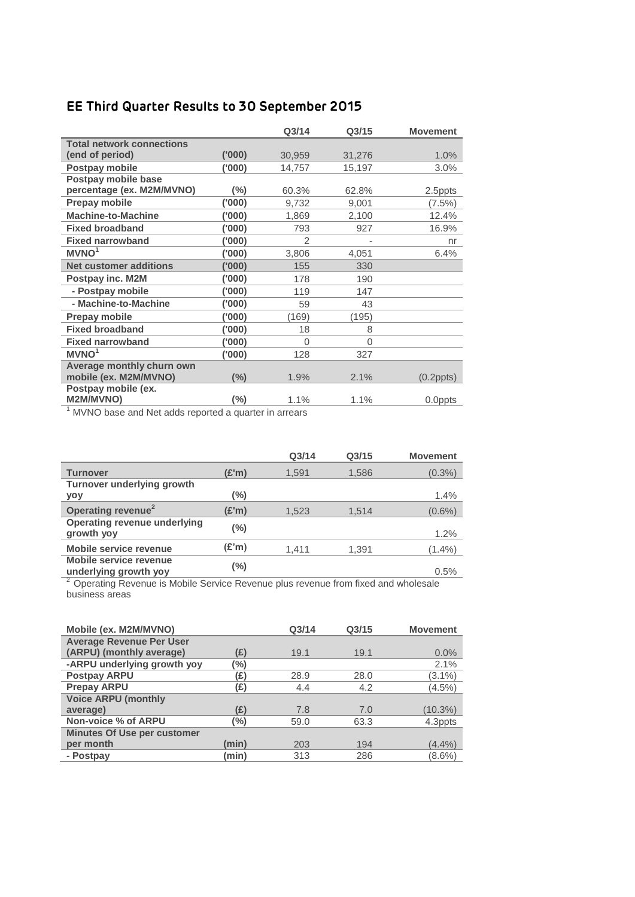## EE Third Quarter Results to 30 September 2015

| | | Q3/14 | Q3/15 | Movement |
|---|---|---|---|---|
| **Total network connections (end of period)** | **('000)** | 30,959 | 31,276 | 1.0% |
| **Postpay mobile** | **('000)** | 14,757 | 15,197 | 3.0% |
| **Postpay mobile base percentage (ex. M2M/MVNO)** | **(%)** | 60.3% | 62.8% | 2.5ppts |
| **Prepay mobile** | **('000)** | 9,732 | 9,001 | (7.5%) |
| **Machine-to-Machine** | **('000)** | 1,869 | 2,100 | 12.4% |
| **Fixed broadband** | **('000)** | 793 | 927 | 16.9% |
| **Fixed narrowband** | **('000)** | 2 | - | nr |
| **MVNO**[1] | **('000)** | 3,806 | 4,051 | 6.4% |
| **Net customer additions** | **('000)** | 155 | 330 | |
| **Postpay inc. M2M** | **('000)** | 178 | 190 | |
| **- Postpay mobile** | **('000)** | 119 | 147 | |
| **- Machine-to-Machine** | **('000)** | 59 | 43 | |
| **Prepay mobile** | **('000)** | (169) | (195) | |
| **Fixed broadband** | **('000)** | 18 | 8 | |
| **Fixed narrowband** | **('000)** | 0 | 0 | |
| **MVNO**[1] | **('000)** | 128 | 327 | |
| **Average monthly churn own mobile (ex. M2M/MVNO)** | **(%)** | 1.9% | 2.1% | (0.2ppts) |
| **Postpay mobile (ex. M2M/MVNO)** | **(%)** | 1.1% | 1.1% | 0.0ppts |

[1] MVNO base and Net adds reported a quarter in arrears

| | | Q3/14 | Q3/15 | Movement |
|---|---|---|---|---|
| **Turnover** | **(£'m)** | 1,591 | 1,586 | (0.3%) |
| **Turnover underlying growth yoy** | **(%)** | | | 1.4% |
| **Operating revenue**[2] | **(£'m)** | 1,523 | 1,514 | (0.6%) |
| **Operating revenue underlying growth yoy** | **(%)** | | | 1.2% |
| **Mobile service revenue** | **(£'m)** | 1,411 | 1,391 | (1.4%) |
| **Mobile service revenue underlying growth yoy** | **(%)** | | | 0.5% |

[2] Operating Revenue is Mobile Service Revenue plus revenue from fixed and wholesale business areas

| Mobile (ex. M2M/MVNO) | | Q3/14 | Q3/15 | Movement |
|---|---|---|---|---|
| **Average Revenue Per User (ARPU) (monthly average)** | **(£)** | 19.1 | 19.1 | 0.0% |
| **-ARPU underlying growth yoy** | **(%)** | | | 2.1% |
| **Postpay ARPU** | **(£)** | 28.9 | 28.0 | (3.1%) |
| **Prepay ARPU** | **(£)** | 4.4 | 4.2 | (4.5%) |
| **Voice ARPU (monthly average)** | **(£)** | 7.8 | 7.0 | (10.3%) |
| **Non-voice % of ARPU** | **(%)** | 59.0 | 63.3 | 4.3ppts |
| **Minutes Of Use per customer per month** | **(min)** | 203 | 194 | (4.4%) |
| **- Postpay** | **(min)** | 313 | 286 | (8.6%) |